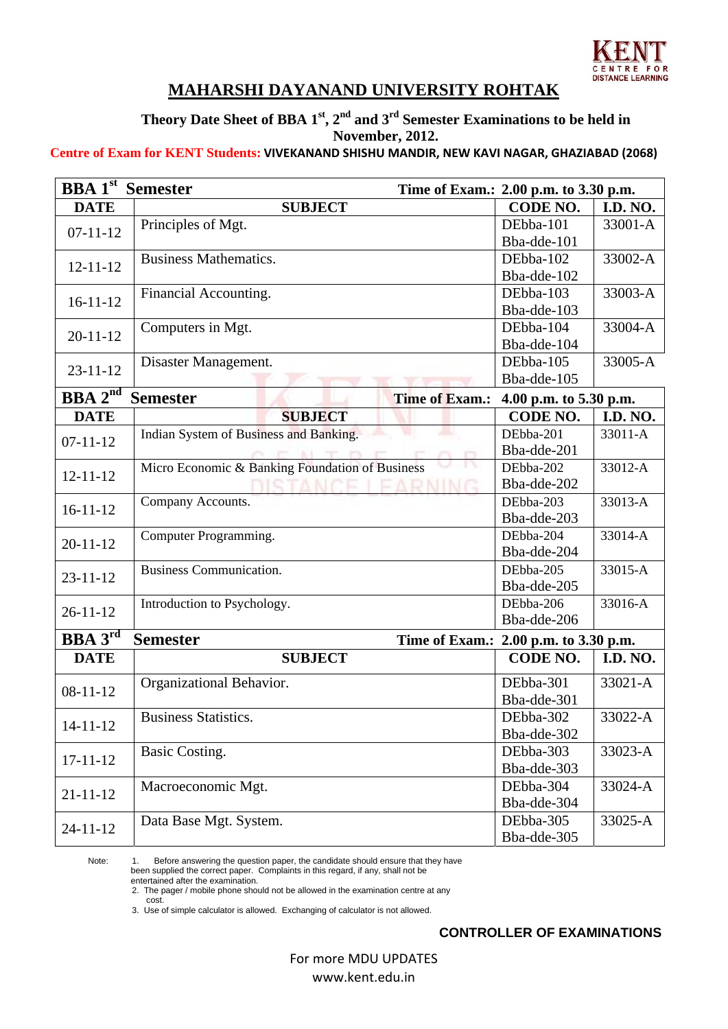KENT CENTRE FOR DISTANCE LEARNING

# MAHARSHI DAYANAND UNIVERSITY ROHTAK

## Theory Date Sheet of BBA 1st, 2nd and 3rd Semester Examinations to be held in November, 2012.

**Centre of Exam for KENT Students: VIVEKANAND SHISHU MANDIR, NEW KAVI NAGAR, GHAZIABAD (2068)**

| **BBA 1st Semester** | **Time of Exam.:** | **2.00 p.m. to 3.30 p.m.** | |
|---|---|---|---|
| **DATE** | **SUBJECT** | **CODE NO.** | **I.D. NO.** |
| 07-11-12 | Principles of Mgt. | DEbba-101 Bba-dde-101 | 33001-A |
| 12-11-12 | Business Mathematics. | DEbba-102 Bba-dde-102 | 33002-A |
| 16-11-12 | Financial Accounting. | DEbba-103 Bba-dde-103 | 33003-A |
| 20-11-12 | Computers in Mgt. | DEbba-104 Bba-dde-104 | 33004-A |
| 23-11-12 | Disaster Management. | DEbba-105 Bba-dde-105 | 33005-A |
| **BBA 2nd Semester** | **Time of Exam.:** | **4.00 p.m. to 5.30 p.m.** | |
| **DATE** | **SUBJECT** | **CODE NO.** | **I.D. NO.** |
| 07-11-12 | Indian System of Business and Banking. | DEbba-201 Bba-dde-201 | 33011-A |
| 12-11-12 | Micro Economic & Banking Foundation of Business | DEbba-202 Bba-dde-202 | 33012-A |
| 16-11-12 | Company Accounts. | DEbba-203 Bba-dde-203 | 33013-A |
| 20-11-12 | Computer Programming. | DEbba-204 Bba-dde-204 | 33014-A |
| 23-11-12 | Business Communication. | DEbba-205 Bba-dde-205 | 33015-A |
| 26-11-12 | Introduction to Psychology. | DEbba-206 Bba-dde-206 | 33016-A |
| **BBA 3rd Semester** | **Time of Exam.:** | **2.00 p.m. to 3.30 p.m.** | |
| **DATE** | **SUBJECT** | **CODE NO.** | **I.D. NO.** |
| 08-11-12 | Organizational Behavior. | DEbba-301 Bba-dde-301 | 33021-A |
| 14-11-12 | Business Statistics. | DEbba-302 Bba-dde-302 | 33022-A |
| 17-11-12 | Basic Costing. | DEbba-303 Bba-dde-303 | 33023-A |
| 21-11-12 | Macroeconomic Mgt. | DEbba-304 Bba-dde-304 | 33024-A |
| 24-11-12 | Data Base Mgt. System. | DEbba-305 Bba-dde-305 | 33025-A |

Note:
1. Before answering the question paper, the candidate should ensure that they have been supplied the correct paper. Complaints in this regard, if any, shall not be entertained after the examination.
2. The pager / mobile phone should not be allowed in the examination centre at any cost.
3. Use of simple calculator is allowed. Exchanging of calculator is not allowed.

**CONTROLLER OF EXAMINATIONS**

For more MDU UPDATES
www.kent.edu.in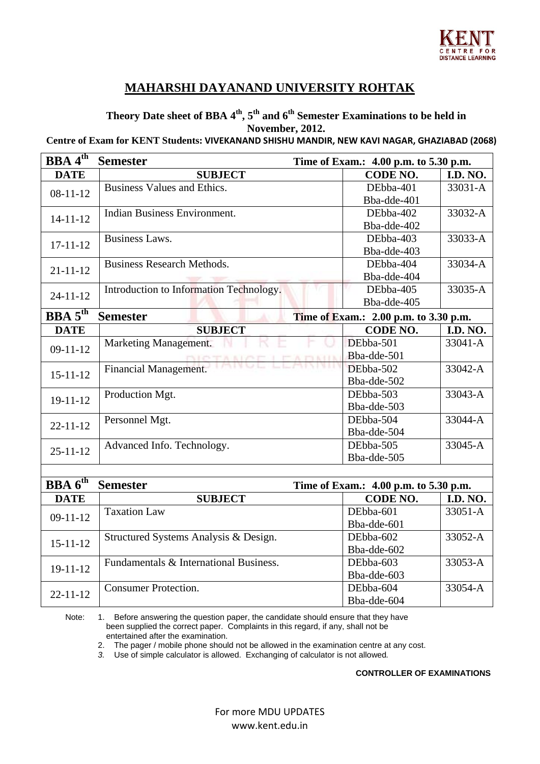KENT CENTRE FOR DISTANCE LEARNING

# MAHARSHI DAYANAND UNIVERSITY ROHTAK

## Theory Date sheet of BBA 4th, 5th and 6th Semester Examinations to be held in November, 2012.

**Centre of Exam for KENT Students: VIVEKANAND SHISHU MANDIR, NEW KAVI NAGAR, GHAZIABAD (2068)**

**BBA 4th Semester — Time of Exam.: 4.00 p.m. to 5.30 p.m.**

| DATE | SUBJECT | CODE NO. | I.D. NO. |
|---|---|---|---|
| 08-11-12 | Business Values and Ethics. | DEbba-401 Bba-dde-401 | 33031-A |
| 14-11-12 | Indian Business Environment. | DEbba-402 Bba-dde-402 | 33032-A |
| 17-11-12 | Business Laws. | DEbba-403 Bba-dde-403 | 33033-A |
| 21-11-12 | Business Research Methods. | DEbba-404 Bba-dde-404 | 33034-A |
| 24-11-12 | Introduction to Information Technology. | DEbba-405 Bba-dde-405 | 33035-A |

**BBA 5th Semester — Time of Exam.: 2.00 p.m. to 3.30 p.m.**

| DATE | SUBJECT | CODE NO. | I.D. NO. |
|---|---|---|---|
| 09-11-12 | Marketing Management. | DEbba-501 Bba-dde-501 | 33041-A |
| 15-11-12 | Financial Management. | DEbba-502 Bba-dde-502 | 33042-A |
| 19-11-12 | Production Mgt. | DEbba-503 Bba-dde-503 | 33043-A |
| 22-11-12 | Personnel Mgt. | DEbba-504 Bba-dde-504 | 33044-A |
| 25-11-12 | Advanced Info. Technology. | DEbba-505 Bba-dde-505 | 33045-A |

**BBA 6th Semester — Time of Exam.: 4.00 p.m. to 5.30 p.m.**

| DATE | SUBJECT | CODE NO. | I.D. NO. |
|---|---|---|---|
| 09-11-12 | Taxation Law | DEbba-601 Bba-dde-601 | 33051-A |
| 15-11-12 | Structured Systems Analysis & Design. | DEbba-602 Bba-dde-602 | 33052-A |
| 19-11-12 | Fundamentals & International Business. | DEbba-603 Bba-dde-603 | 33053-A |
| 22-11-12 | Consumer Protection. | DEbba-604 Bba-dde-604 | 33054-A |

Note:
1. Before answering the question paper, the candidate should ensure that they have been supplied the correct paper. Complaints in this regard, if any, shall not be entertained after the examination.
2. The pager / mobile phone should not be allowed in the examination centre at any cost.
3. *Use of simple calculator is allowed. Exchanging of calculator is not allowed.*

**CONTROLLER OF EXAMINATIONS**

For more MDU UPDATES
www.kent.edu.in